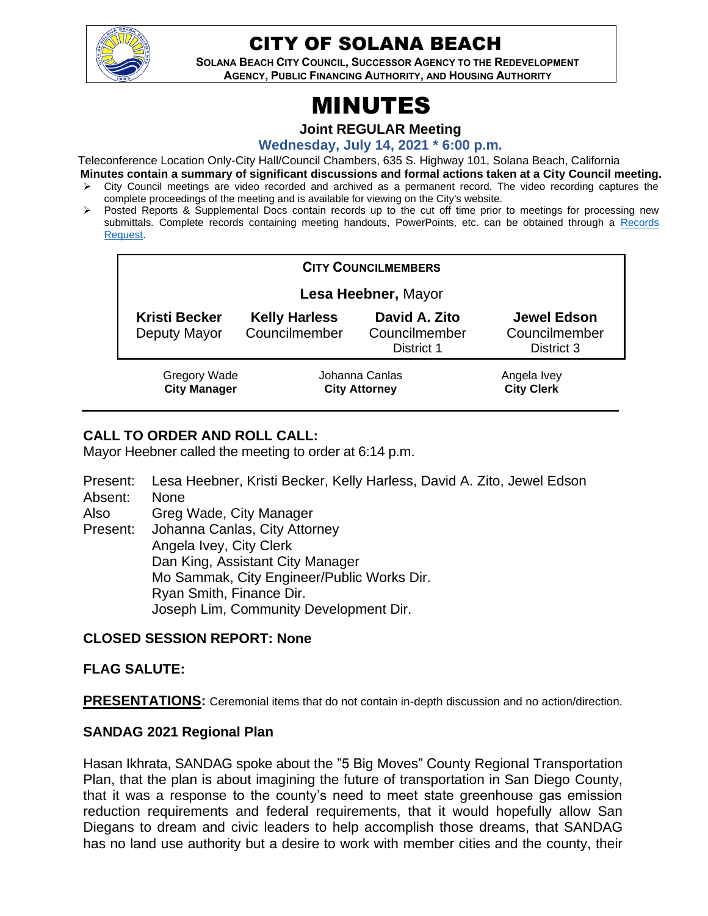# CITY OF SOLANA BEACH

**SOLANA BEACH CITY COUNCIL, SUCCESSOR AGENCY TO THE REDEVELOPMENT AGENCY, PUBLIC FINANCING AUTHORITY, AND HOUSING AUTHORITY**

# MINUTES

**Joint REGULAR Meeting**

**Wednesday, July 14, 2021 * 6:00 p.m.**

Teleconference Location Only-City Hall/Council Chambers, 635 S. Highway 101, Solana Beach, California

**Minutes contain a summary of significant discussions and formal actions taken at a City Council meeting.**

- City Council meetings are video recorded and archived as a permanent record. The video recording captures the complete proceedings of the meeting and is available for viewing on the City's website.
- Posted Reports & Supplemental Docs contain records up to the cut off time prior to meetings for processing new submittals. Complete records containing meeting handouts, PowerPoints, etc. can be obtained through a Records Request.

**CITY COUNCILMEMBERS**

**Lesa Heebner,** Mayor

| **Kristi Becker** | **Kelly Harless** | **David A. Zito** | **Jewel Edson** |
|---|---|---|---|
| Deputy Mayor | Councilmember | Councilmember District 1 | Councilmember District 3 |

| Gregory Wade | Johanna Canlas | Angela Ivey |
|---|---|---|
| **City Manager** | **City Attorney** | **City Clerk** |

## CALL TO ORDER AND ROLL CALL:

Mayor Heebner called the meeting to order at 6:14 p.m.

Present: Lesa Heebner, Kristi Becker, Kelly Harless, David A. Zito, Jewel Edson

Absent: None

Also Present: Greg Wade, City Manager
Johanna Canlas, City Attorney
Angela Ivey, City Clerk
Dan King, Assistant City Manager
Mo Sammak, City Engineer/Public Works Dir.
Ryan Smith, Finance Dir.
Joseph Lim, Community Development Dir.

## CLOSED SESSION REPORT: None

## FLAG SALUTE:

**PRESENTATIONS:** Ceremonial items that do not contain in-depth discussion and no action/direction.

### SANDAG 2021 Regional Plan

Hasan Ikhrata, SANDAG spoke about the "5 Big Moves" County Regional Transportation Plan, that the plan is about imagining the future of transportation in San Diego County, that it was a response to the county's need to meet state greenhouse gas emission reduction requirements and federal requirements, that it would hopefully allow San Diegans to dream and civic leaders to help accomplish those dreams, that SANDAG has no land use authority but a desire to work with member cities and the county, their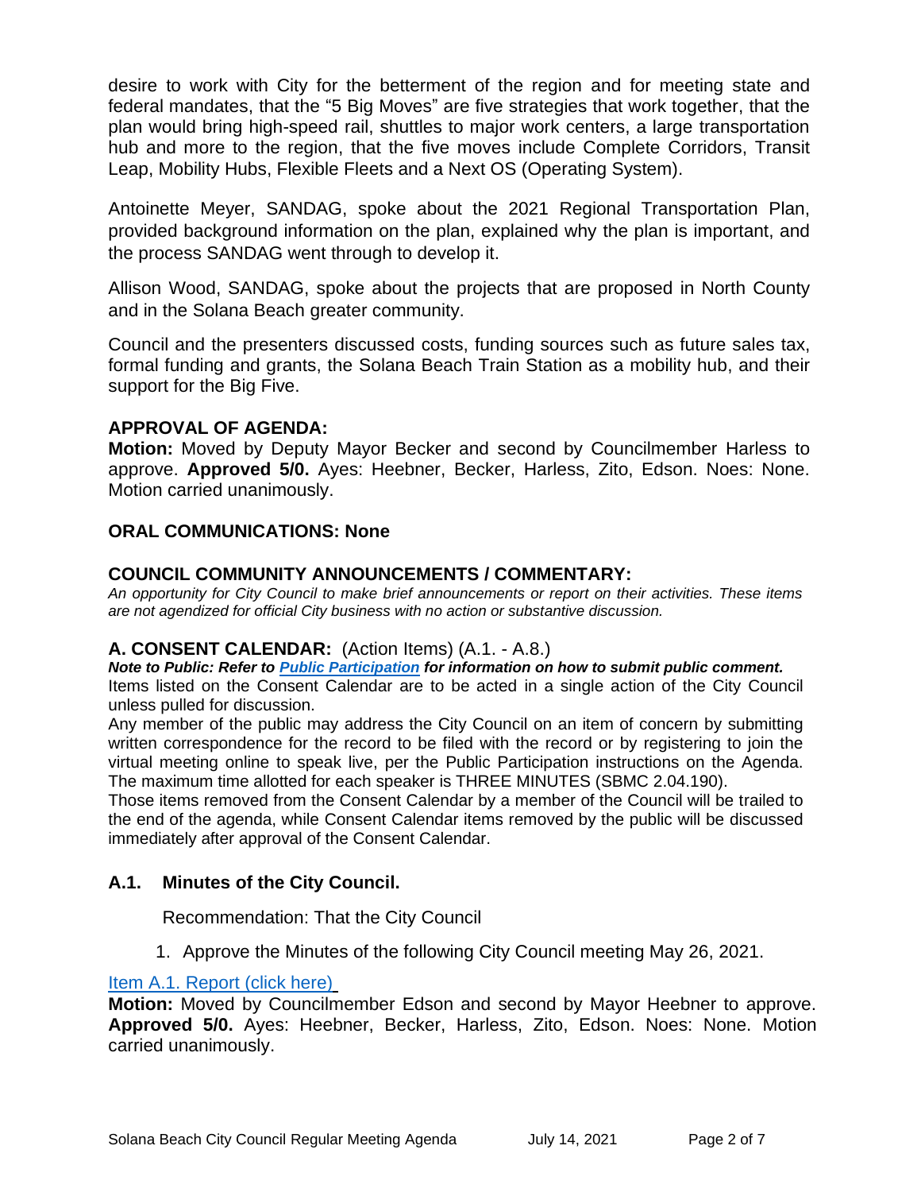desire to work with City for the betterment of the region and for meeting state and federal mandates, that the "5 Big Moves" are five strategies that work together, that the plan would bring high-speed rail, shuttles to major work centers, a large transportation hub and more to the region, that the five moves include Complete Corridors, Transit Leap, Mobility Hubs, Flexible Fleets and a Next OS (Operating System).

Antoinette Meyer, SANDAG, spoke about the 2021 Regional Transportation Plan, provided background information on the plan, explained why the plan is important, and the process SANDAG went through to develop it.

Allison Wood, SANDAG, spoke about the projects that are proposed in North County and in the Solana Beach greater community.

Council and the presenters discussed costs, funding sources such as future sales tax, formal funding and grants, the Solana Beach Train Station as a mobility hub, and their support for the Big Five.

### APPROVAL OF AGENDA:

**Motion:** Moved by Deputy Mayor Becker and second by Councilmember Harless to approve. **Approved 5/0.** Ayes: Heebner, Becker, Harless, Zito, Edson. Noes: None. Motion carried unanimously.

### ORAL COMMUNICATIONS: None

### COUNCIL COMMUNITY ANNOUNCEMENTS / COMMENTARY:

*An opportunity for City Council to make brief announcements or report on their activities. These items are not agendized for official City business with no action or substantive discussion.*

### A. CONSENT CALENDAR: (Action Items) (A.1. - A.8.)

***Note to Public: Refer to [Public Participation](#) for information on how to submit public comment.***

Items listed on the Consent Calendar are to be acted in a single action of the City Council unless pulled for discussion.

Any member of the public may address the City Council on an item of concern by submitting written correspondence for the record to be filed with the record or by registering to join the virtual meeting online to speak live, per the Public Participation instructions on the Agenda. The maximum time allotted for each speaker is THREE MINUTES (SBMC 2.04.190).

Those items removed from the Consent Calendar by a member of the Council will be trailed to the end of the agenda, while Consent Calendar items removed by the public will be discussed immediately after approval of the Consent Calendar.

### A.1. Minutes of the City Council.

Recommendation: That the City Council

1. Approve the Minutes of the following City Council meeting May 26, 2021.

[Item A.1. Report (click here)](#)

**Motion:** Moved by Councilmember Edson and second by Mayor Heebner to approve. **Approved 5/0.** Ayes: Heebner, Becker, Harless, Zito, Edson. Noes: None. Motion carried unanimously.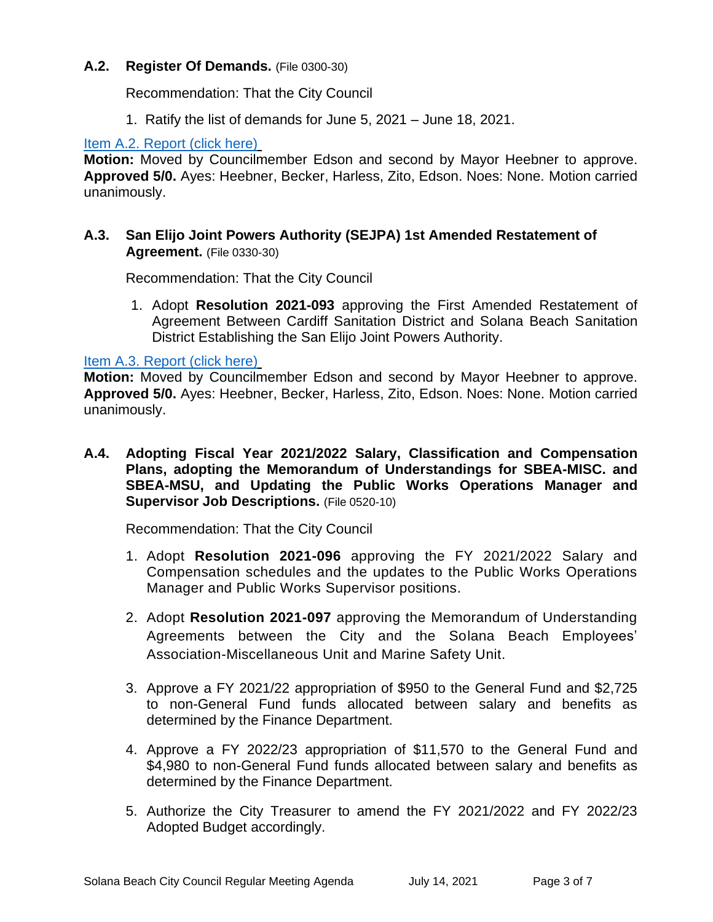**A.2. Register Of Demands.** (File 0300-30)

Recommendation: That the City Council

1. Ratify the list of demands for June 5, 2021 – June 18, 2021.

Item A.2. Report (click here)

**Motion:** Moved by Councilmember Edson and second by Mayor Heebner to approve. **Approved 5/0.** Ayes: Heebner, Becker, Harless, Zito, Edson. Noes: None. Motion carried unanimously.

**A.3. San Elijo Joint Powers Authority (SEJPA) 1st Amended Restatement of Agreement.** (File 0330-30)

Recommendation: That the City Council

1. Adopt **Resolution 2021-093** approving the First Amended Restatement of Agreement Between Cardiff Sanitation District and Solana Beach Sanitation District Establishing the San Elijo Joint Powers Authority.

Item A.3. Report (click here)

**Motion:** Moved by Councilmember Edson and second by Mayor Heebner to approve. **Approved 5/0.** Ayes: Heebner, Becker, Harless, Zito, Edson. Noes: None. Motion carried unanimously.

**A.4. Adopting Fiscal Year 2021/2022 Salary, Classification and Compensation Plans, adopting the Memorandum of Understandings for SBEA-MISC. and SBEA-MSU, and Updating the Public Works Operations Manager and Supervisor Job Descriptions.** (File 0520-10)

Recommendation: That the City Council

1. Adopt **Resolution 2021-096** approving the FY 2021/2022 Salary and Compensation schedules and the updates to the Public Works Operations Manager and Public Works Supervisor positions.
2. Adopt **Resolution 2021-097** approving the Memorandum of Understanding Agreements between the City and the Solana Beach Employees' Association-Miscellaneous Unit and Marine Safety Unit.
3. Approve a FY 2021/22 appropriation of $950 to the General Fund and $2,725 to non-General Fund funds allocated between salary and benefits as determined by the Finance Department.
4. Approve a FY 2022/23 appropriation of $11,570 to the General Fund and $4,980 to non-General Fund funds allocated between salary and benefits as determined by the Finance Department.
5. Authorize the City Treasurer to amend the FY 2021/2022 and FY 2022/23 Adopted Budget accordingly.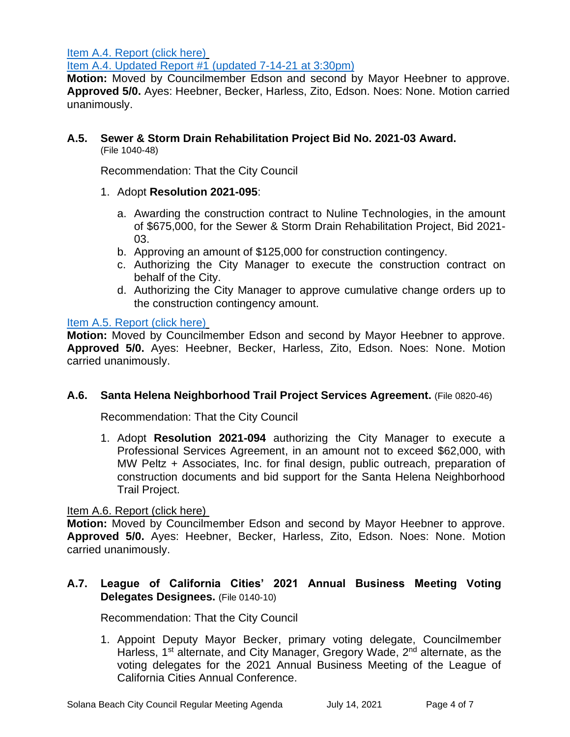[Item A.4. Report (click here)](#)

[Item A.4. Updated Report #1 (updated 7-14-21 at 3:30pm)](#)

**Motion:** Moved by Councilmember Edson and second by Mayor Heebner to approve. **Approved 5/0.** Ayes: Heebner, Becker, Harless, Zito, Edson. Noes: None. Motion carried unanimously.

### A.5. Sewer & Storm Drain Rehabilitation Project Bid No. 2021-03 Award.

(File 1040-48)

Recommendation: That the City Council

1. Adopt **Resolution 2021-095**:
   a. Awarding the construction contract to Nuline Technologies, in the amount of $675,000, for the Sewer & Storm Drain Rehabilitation Project, Bid 2021-03.
   b. Approving an amount of $125,000 for construction contingency.
   c. Authorizing the City Manager to execute the construction contract on behalf of the City.
   d. Authorizing the City Manager to approve cumulative change orders up to the construction contingency amount.

[Item A.5. Report (click here)](#)

**Motion:** Moved by Councilmember Edson and second by Mayor Heebner to approve. **Approved 5/0.** Ayes: Heebner, Becker, Harless, Zito, Edson. Noes: None. Motion carried unanimously.

### A.6. Santa Helena Neighborhood Trail Project Services Agreement. (File 0820-46)

Recommendation: That the City Council

1. Adopt **Resolution 2021-094** authorizing the City Manager to execute a Professional Services Agreement, in an amount not to exceed $62,000, with MW Peltz + Associates, Inc. for final design, public outreach, preparation of construction documents and bid support for the Santa Helena Neighborhood Trail Project.

Item A.6. Report (click here)

**Motion:** Moved by Councilmember Edson and second by Mayor Heebner to approve. **Approved 5/0.** Ayes: Heebner, Becker, Harless, Zito, Edson. Noes: None. Motion carried unanimously.

### A.7. League of California Cities' 2021 Annual Business Meeting Voting Delegates Designees. (File 0140-10)

Recommendation: That the City Council

1. Appoint Deputy Mayor Becker, primary voting delegate, Councilmember Harless, 1st alternate, and City Manager, Gregory Wade, 2nd alternate, as the voting delegates for the 2021 Annual Business Meeting of the League of California Cities Annual Conference.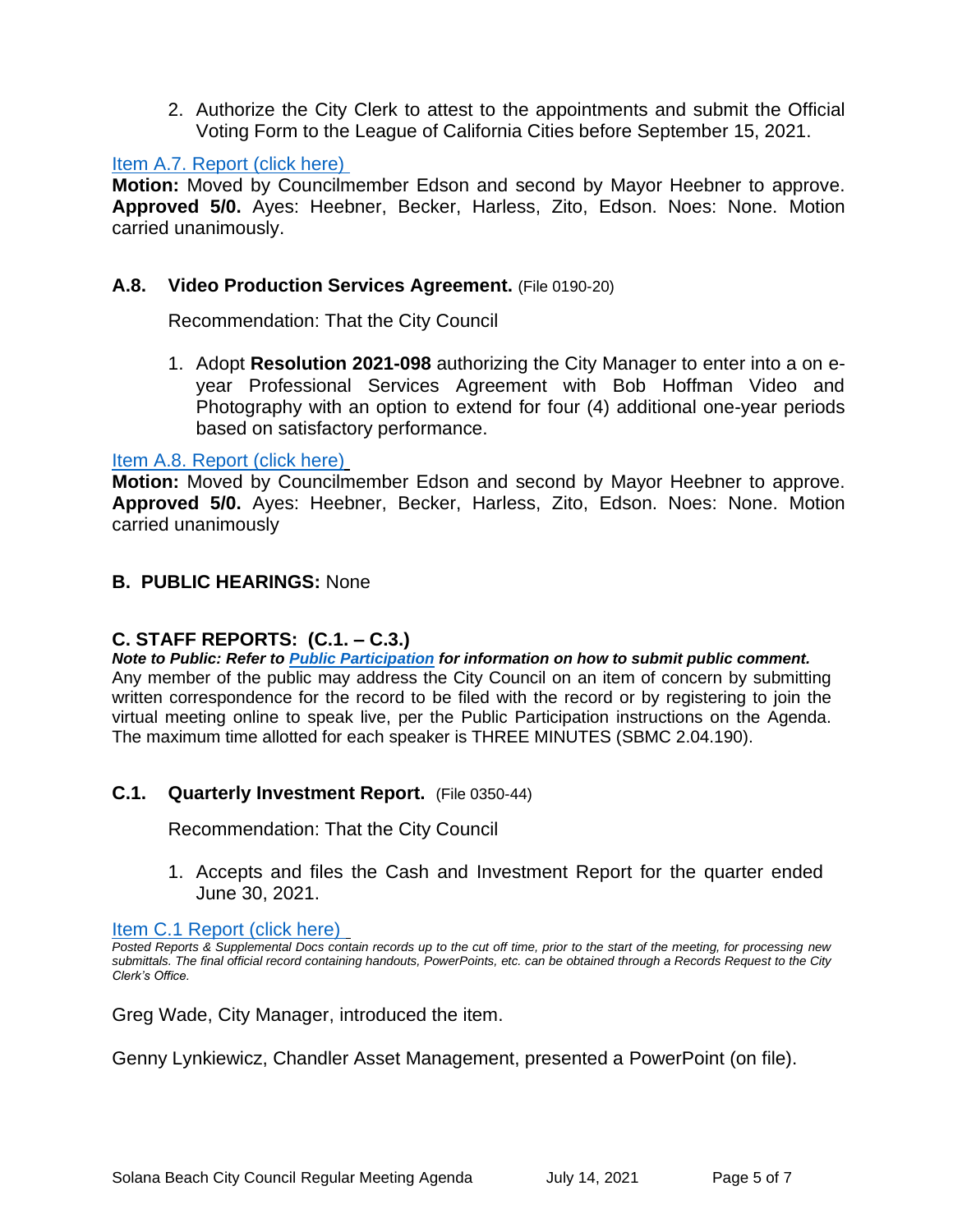2. Authorize the City Clerk to attest to the appointments and submit the Official Voting Form to the League of California Cities before September 15, 2021.

[Item A.7. Report (click here)](#)

**Motion:** Moved by Councilmember Edson and second by Mayor Heebner to approve. **Approved 5/0.** Ayes: Heebner, Becker, Harless, Zito, Edson. Noes: None. Motion carried unanimously.

### A.8. Video Production Services Agreement. (File 0190-20)

Recommendation: That the City Council

1. Adopt **Resolution 2021-098** authorizing the City Manager to enter into a on e-year Professional Services Agreement with Bob Hoffman Video and Photography with an option to extend for four (4) additional one-year periods based on satisfactory performance.

[Item A.8. Report (click here)](#)

**Motion:** Moved by Councilmember Edson and second by Mayor Heebner to approve. **Approved 5/0.** Ayes: Heebner, Becker, Harless, Zito, Edson. Noes: None. Motion carried unanimously

## B. PUBLIC HEARINGS: None

## C. STAFF REPORTS: (C.1. – C.3.)

***Note to Public: Refer to [Public Participation](#) for information on how to submit public comment.***

Any member of the public may address the City Council on an item of concern by submitting written correspondence for the record to be filed with the record or by registering to join the virtual meeting online to speak live, per the Public Participation instructions on the Agenda. The maximum time allotted for each speaker is THREE MINUTES (SBMC 2.04.190).

### C.1. Quarterly Investment Report. (File 0350-44)

Recommendation: That the City Council

1. Accepts and files the Cash and Investment Report for the quarter ended June 30, 2021.

[Item C.1 Report (click here)](#)

*Posted Reports & Supplemental Docs contain records up to the cut off time, prior to the start of the meeting, for processing new submittals. The final official record containing handouts, PowerPoints, etc. can be obtained through a Records Request to the City Clerk's Office.*

Greg Wade, City Manager, introduced the item.

Genny Lynkiewicz, Chandler Asset Management, presented a PowerPoint (on file).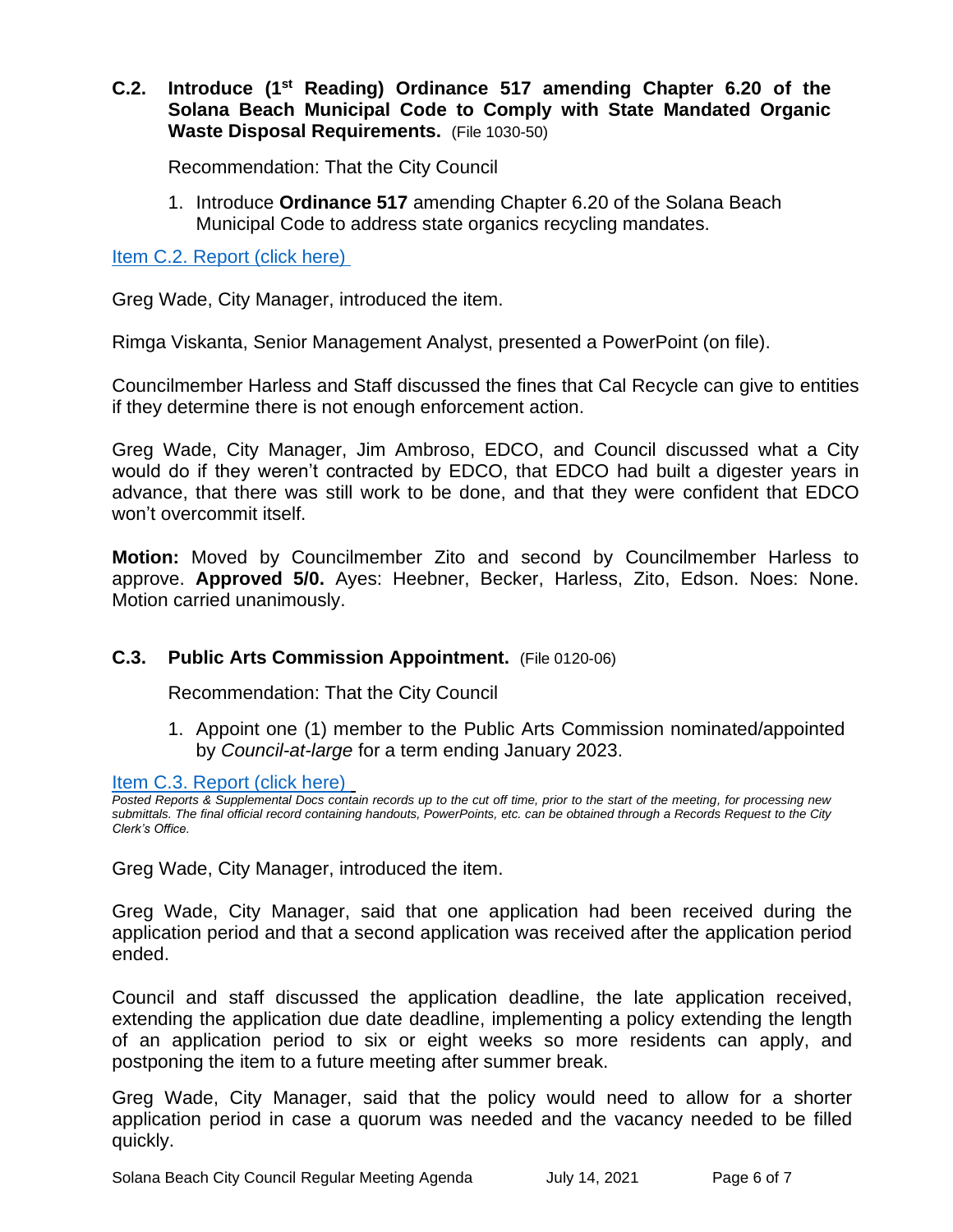**C.2. Introduce (1st Reading) Ordinance 517 amending Chapter 6.20 of the Solana Beach Municipal Code to Comply with State Mandated Organic Waste Disposal Requirements.** (File 1030-50)

Recommendation: That the City Council

1. Introduce **Ordinance 517** amending Chapter 6.20 of the Solana Beach Municipal Code to address state organics recycling mandates.

[Item C.2. Report (click here)](#)

Greg Wade, City Manager, introduced the item.

Rimga Viskanta, Senior Management Analyst, presented a PowerPoint (on file).

Councilmember Harless and Staff discussed the fines that Cal Recycle can give to entities if they determine there is not enough enforcement action.

Greg Wade, City Manager, Jim Ambroso, EDCO, and Council discussed what a City would do if they weren't contracted by EDCO, that EDCO had built a digester years in advance, that there was still work to be done, and that they were confident that EDCO won't overcommit itself.

**Motion:** Moved by Councilmember Zito and second by Councilmember Harless to approve. **Approved 5/0.** Ayes: Heebner, Becker, Harless, Zito, Edson. Noes: None. Motion carried unanimously.

**C.3. Public Arts Commission Appointment.** (File 0120-06)

Recommendation: That the City Council

1. Appoint one (1) member to the Public Arts Commission nominated/appointed by *Council-at-large* for a term ending January 2023.

[Item C.3. Report (click here)](#)

*Posted Reports & Supplemental Docs contain records up to the cut off time, prior to the start of the meeting, for processing new submittals. The final official record containing handouts, PowerPoints, etc. can be obtained through a Records Request to the City Clerk's Office.*

Greg Wade, City Manager, introduced the item.

Greg Wade, City Manager, said that one application had been received during the application period and that a second application was received after the application period ended.

Council and staff discussed the application deadline, the late application received, extending the application due date deadline, implementing a policy extending the length of an application period to six or eight weeks so more residents can apply, and postponing the item to a future meeting after summer break.

Greg Wade, City Manager, said that the policy would need to allow for a shorter application period in case a quorum was needed and the vacancy needed to be filled quickly.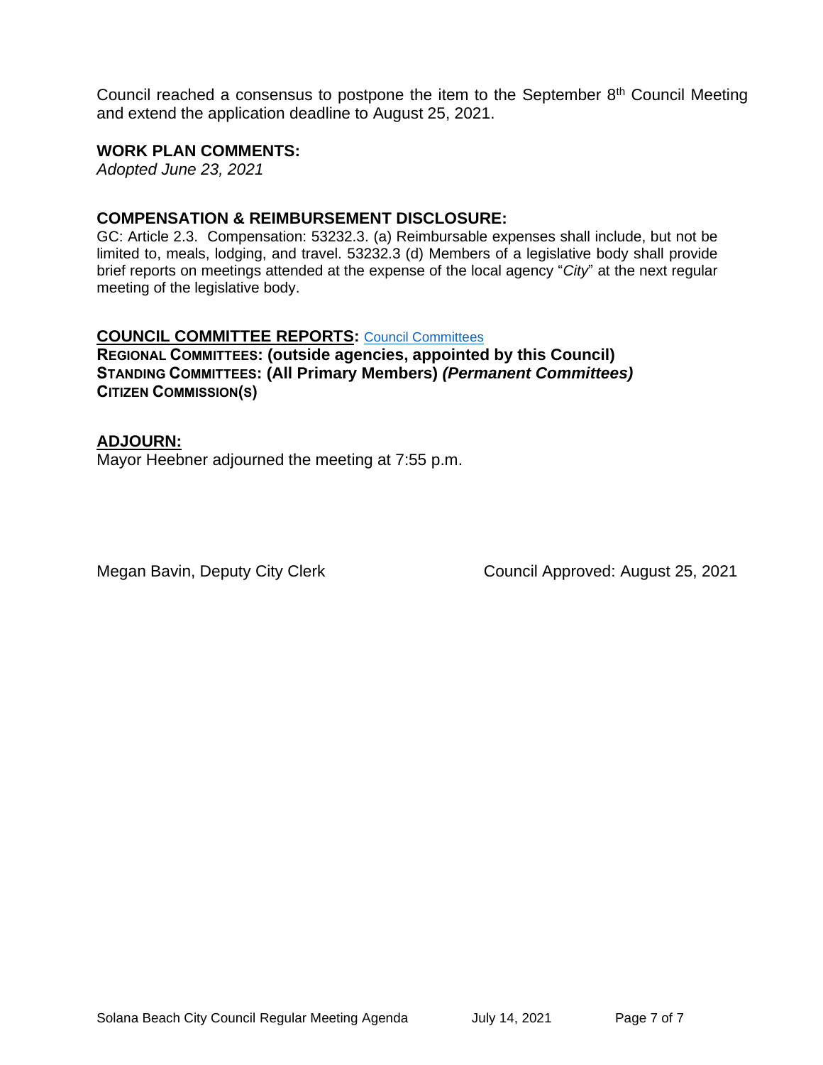Council reached a consensus to postpone the item to the September 8th Council Meeting and extend the application deadline to August 25, 2021.

## WORK PLAN COMMENTS:

*Adopted June 23, 2021*

## COMPENSATION & REIMBURSEMENT DISCLOSURE:

GC: Article 2.3. Compensation: 53232.3. (a) Reimbursable expenses shall include, but not be limited to, meals, lodging, and travel. 53232.3 (d) Members of a legislative body shall provide brief reports on meetings attended at the expense of the local agency "*City*" at the next regular meeting of the legislative body.

## COUNCIL COMMITTEE REPORTS: Council Committees

**REGIONAL COMMITTEES: (outside agencies, appointed by this Council)**
**STANDING COMMITTEES: (All Primary Members) *(Permanent Committees)***
**CITIZEN COMMISSION(S)**

## ADJOURN:

Mayor Heebner adjourned the meeting at 7:55 p.m.

Megan Bavin, Deputy City Clerk Council Approved: August 25, 2021